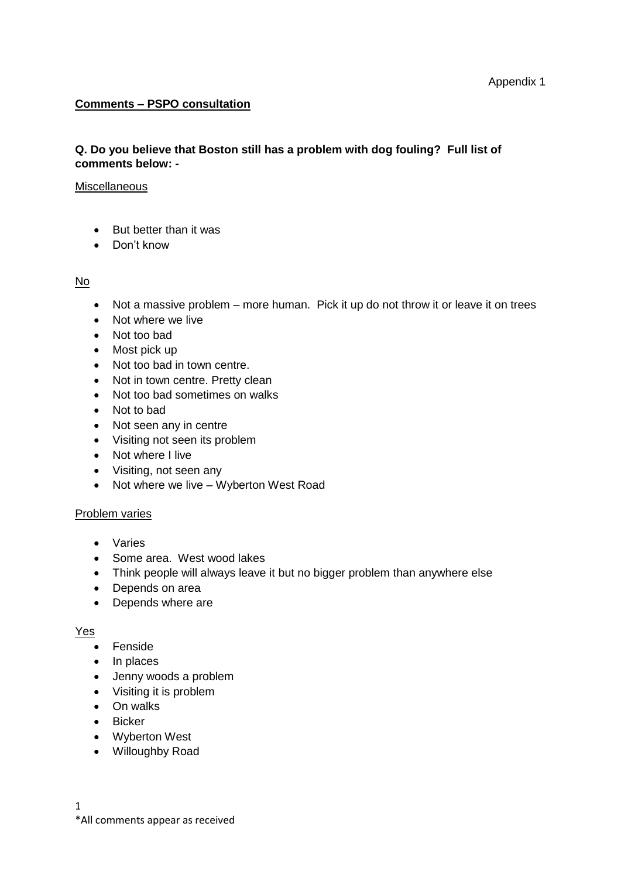Appendix 1

## Comments – PSPO consultation

**Q. Do you believe that Boston still has a problem with dog fouling? Full list of comments below: -**

Miscellaneous

- But better than it was
- Don't know

No

- Not a massive problem – more human. Pick it up do not throw it or leave it on trees
- Not where we live
- Not too bad
- Most pick up
- Not too bad in town centre.
- Not in town centre. Pretty clean
- Not too bad sometimes on walks
- Not to bad
- Not seen any in centre
- Visiting not seen its problem
- Not where I live
- Visiting, not seen any
- Not where we live – Wyberton West Road

Problem varies

- Varies
- Some area. West wood lakes
- Think people will always leave it but no bigger problem than anywhere else
- Depends on area
- Depends where are

Yes

- Fenside
- In places
- Jenny woods a problem
- Visiting it is problem
- On walks
- Bicker
- Wyberton West
- Willoughby Road

*All comments appear as received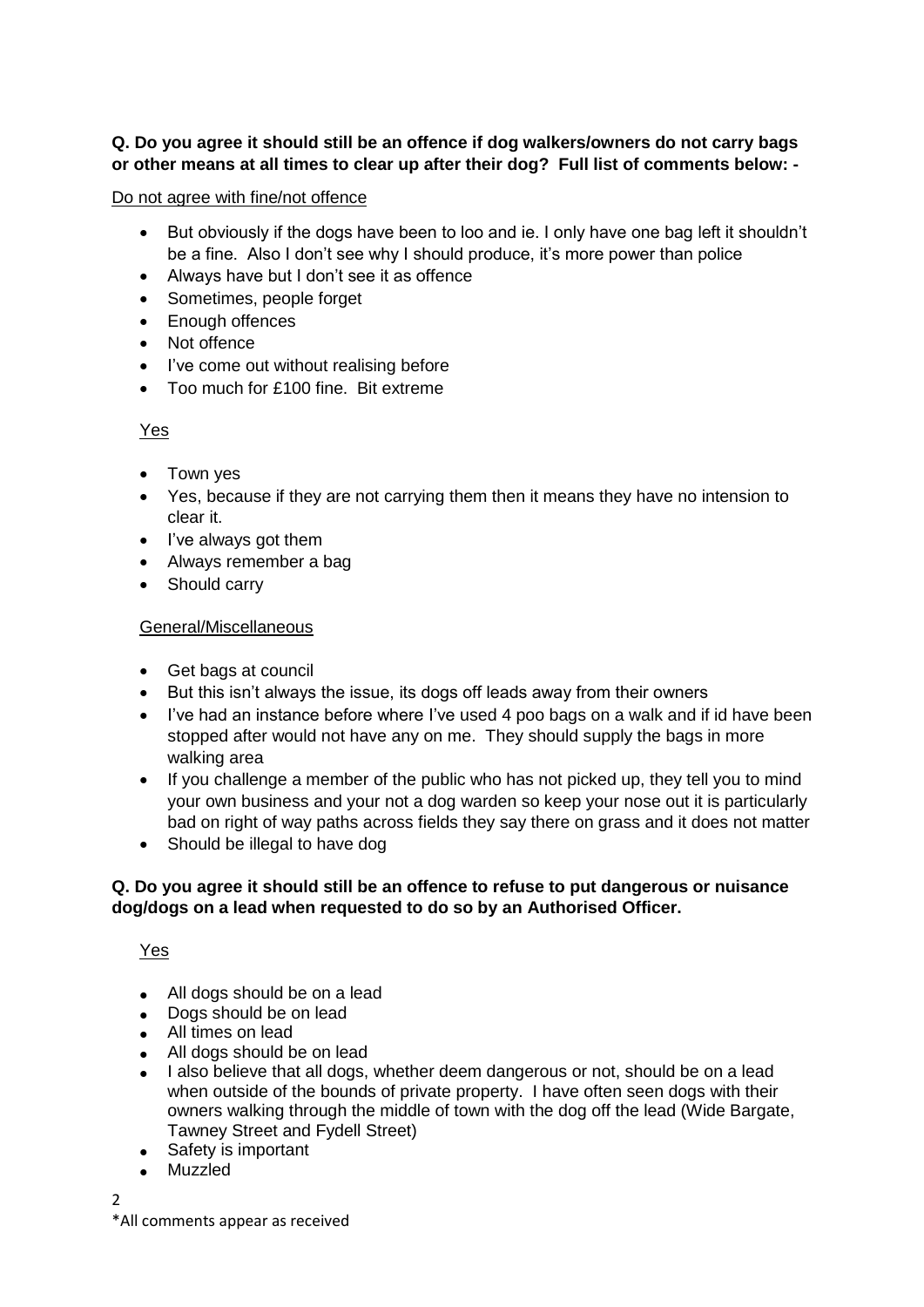**Q. Do you agree it should still be an offence if dog walkers/owners do not carry bags or other means at all times to clear up after their dog? Full list of comments below: -**

Do not agree with fine/not offence

- But obviously if the dogs have been to loo and ie. I only have one bag left it shouldn't be a fine. Also I don't see why I should produce, it's more power than police
- Always have but I don't see it as offence
- Sometimes, people forget
- Enough offences
- Not offence
- I've come out without realising before
- Too much for £100 fine. Bit extreme

Yes

- Town yes
- Yes, because if they are not carrying them then it means they have no intension to clear it.
- I've always got them
- Always remember a bag
- Should carry

General/Miscellaneous

- Get bags at council
- But this isn't always the issue, its dogs off leads away from their owners
- I've had an instance before where I've used 4 poo bags on a walk and if id have been stopped after would not have any on me. They should supply the bags in more walking area
- If you challenge a member of the public who has not picked up, they tell you to mind your own business and your not a dog warden so keep your nose out it is particularly bad on right of way paths across fields they say there on grass and it does not matter
- Should be illegal to have dog

**Q. Do you agree it should still be an offence to refuse to put dangerous or nuisance dog/dogs on a lead when requested to do so by an Authorised Officer.**

Yes

- All dogs should be on a lead
- Dogs should be on lead
- All times on lead
- All dogs should be on lead
- I also believe that all dogs, whether deem dangerous or not, should be on a lead when outside of the bounds of private property. I have often seen dogs with their owners walking through the middle of town with the dog off the lead (Wide Bargate, Tawney Street and Fydell Street)
- Safety is important
- Muzzled

*All comments appear as received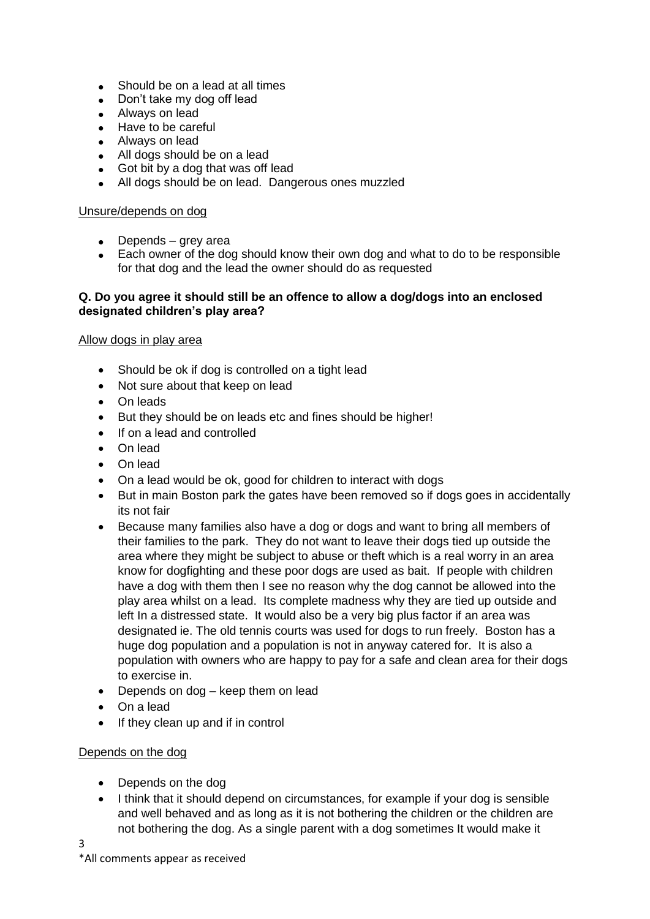- Should be on a lead at all times
- Don't take my dog off lead
- Always on lead
- Have to be careful
- Always on lead
- All dogs should be on a lead
- Got bit by a dog that was off lead
- All dogs should be on lead. Dangerous ones muzzled

<u>Unsure/depends on dog</u>

- Depends – grey area
- Each owner of the dog should know their own dog and what to do to be responsible for that dog and the lead the owner should do as requested

**Q. Do you agree it should still be an offence to allow a dog/dogs into an enclosed designated children's play area?**

<u>Allow dogs in play area</u>

- Should be ok if dog is controlled on a tight lead
- Not sure about that keep on lead
- On leads
- But they should be on leads etc and fines should be higher!
- If on a lead and controlled
- On lead
- On lead
- On a lead would be ok, good for children to interact with dogs
- But in main Boston park the gates have been removed so if dogs goes in accidentally its not fair
- Because many families also have a dog or dogs and want to bring all members of their families to the park. They do not want to leave their dogs tied up outside the area where they might be subject to abuse or theft which is a real worry in an area know for dogfighting and these poor dogs are used as bait. If people with children have a dog with them then I see no reason why the dog cannot be allowed into the play area whilst on a lead. Its complete madness why they are tied up outside and left In a distressed state. It would also be a very big plus factor if an area was designated ie. The old tennis courts was used for dogs to run freely. Boston has a huge dog population and a population is not in anyway catered for. It is also a population with owners who are happy to pay for a safe and clean area for their dogs to exercise in.
- Depends on dog – keep them on lead
- On a lead
- If they clean up and if in control

<u>Depends on the dog</u>

- Depends on the dog
- I think that it should depend on circumstances, for example if your dog is sensible and well behaved and as long as it is not bothering the children or the children are not bothering the dog. As a single parent with a dog sometimes It would make it

*All comments appear as received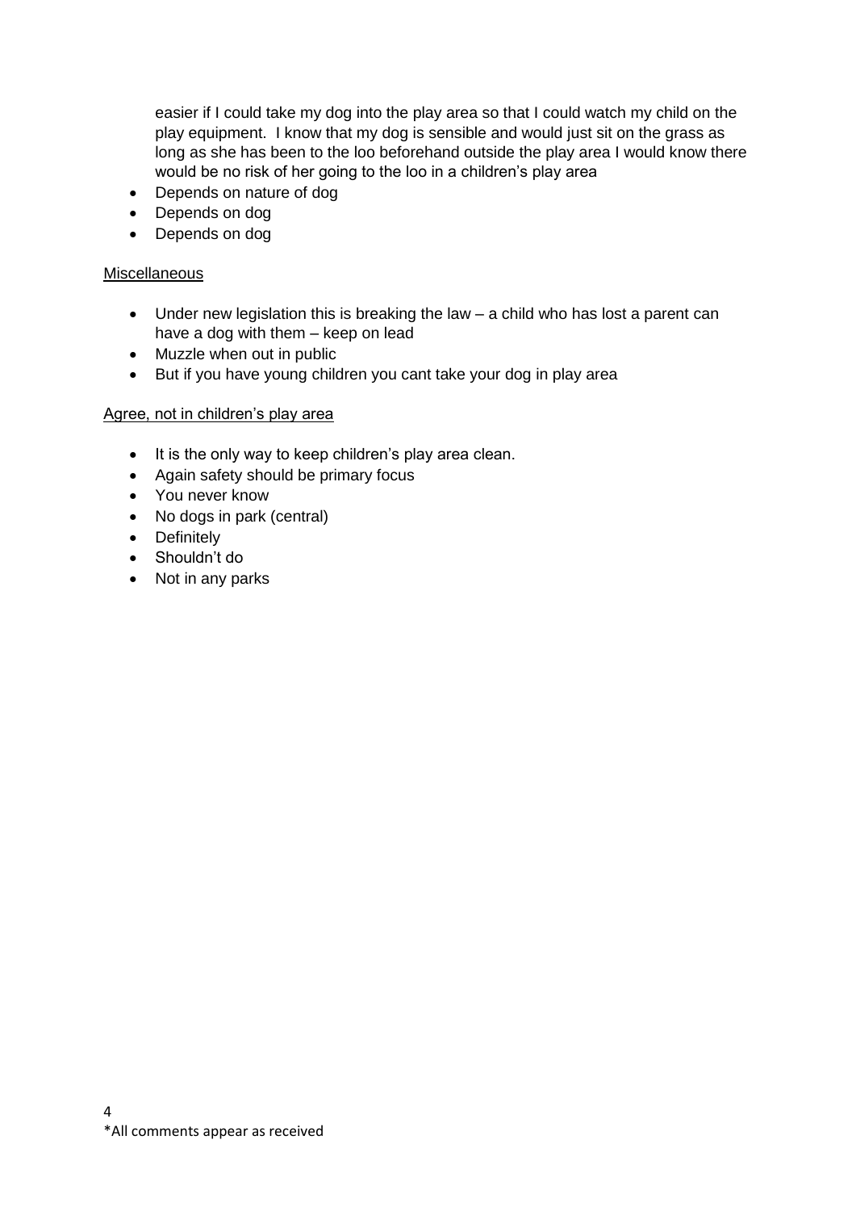easier if I could take my dog into the play area so that I could watch my child on the play equipment. I know that my dog is sensible and would just sit on the grass as long as she has been to the loo beforehand outside the play area I would know there would be no risk of her going to the loo in a children's play area

- Depends on nature of dog
- Depends on dog
- Depends on dog

Miscellaneous

- Under new legislation this is breaking the law – a child who has lost a parent can have a dog with them – keep on lead
- Muzzle when out in public
- But if you have young children you cant take your dog in play area

Agree, not in children's play area

- It is the only way to keep children's play area clean.
- Again safety should be primary focus
- You never know
- No dogs in park (central)
- Definitely
- Shouldn't do
- Not in any parks

*All comments appear as received